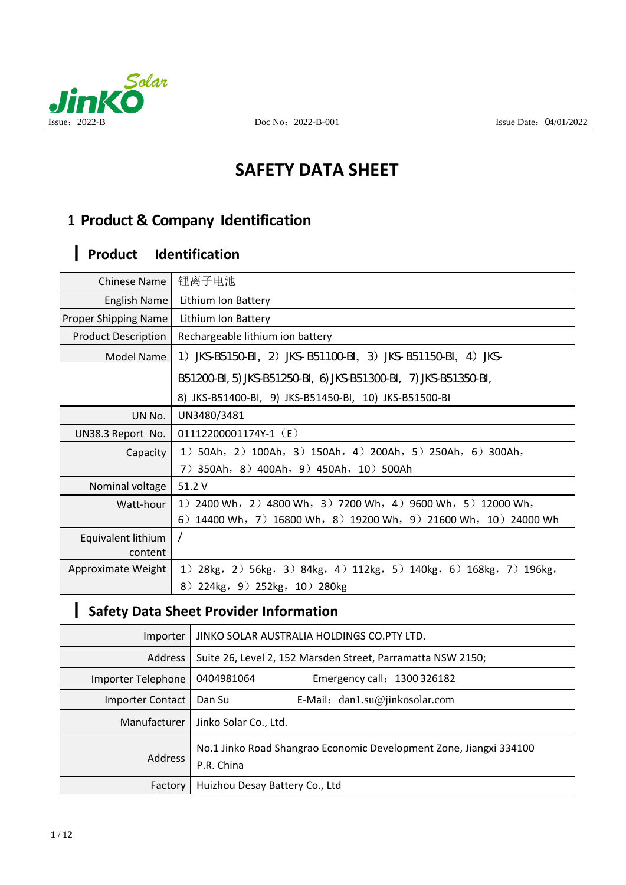Issue：2022-B Doc No：2022-B-001 Issue Date：04/01/2022

# SAFETY DATA SHEET

## 1 Product & Company Identification

### Product Identification

| | |
|---|---|
| Chinese Name | 锂离子电池 |
| English Name | Lithium Ion Battery |
| Proper Shipping Name | Lithium Ion Battery |
| Product Description | Rechargeable lithium ion battery |
| Model Name | 1）JKS-B5150-BI，2）JKS- B51100-BI，3）JKS- B51150-BI，4）JKS-B51200-BI, 5) JKS-B51250-BI, 6) JKS-B51300-BI, 7) JKS-B51350-BI, 8) JKS-B51400-BI, 9) JKS-B51450-BI, 10) JKS-B51500-BI |
| UN No. | UN3480/3481 |
| UN38.3 Report No. | 01112200001174Y-1（E） |
| Capacity | 1）50Ah，2）100Ah，3）150Ah，4）200Ah，5）250Ah，6）300Ah，7）350Ah，8）400Ah，9）450Ah，10）500Ah |
| Nominal voltage | 51.2 V |
| Watt-hour | 1）2400 Wh，2）4800 Wh，3）7200 Wh，4）9600 Wh，5）12000 Wh，6）14400 Wh，7）16800 Wh，8）19200 Wh，9）21600 Wh，10）24000 Wh |
| Equivalent lithium content | / |
| Approximate Weight | 1）28kg，2）56kg，3）84kg，4）112kg，5）140kg，6）168kg，7）196kg，8）224kg，9）252kg，10）280kg |

### Safety Data Sheet Provider Information

| | |
|---|---|
| Importer | JINKO SOLAR AUSTRALIA HOLDINGS CO.PTY LTD. |
| Address | Suite 26, Level 2, 152 Marsden Street, Parramatta NSW 2150; |
| Importer Telephone | 0404981064 Emergency call：1300 326182 |
| Importer Contact | Dan Su E-Mail：dan1.su@jinkosolar.com |
| Manufacturer | Jinko Solar Co., Ltd. |
| Address | No.1 Jinko Road Shangrao Economic Development Zone, Jiangxi 334100 P.R. China |
| Factory | Huizhou Desay Battery Co., Ltd |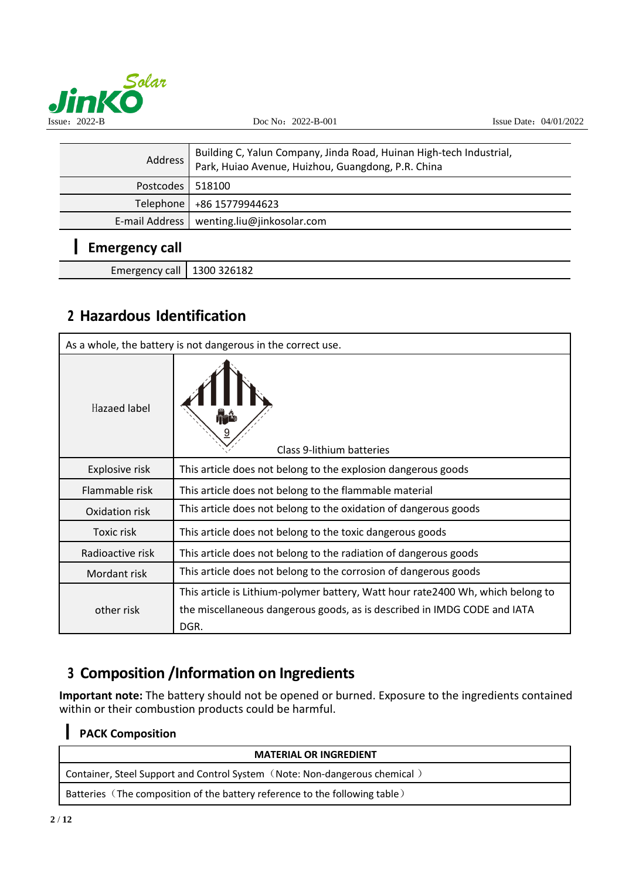| Address | Building C, Yalun Company, Jinda Road, Huinan High-tech Industrial, Park, Huiao Avenue, Huizhou, Guangdong, P.R. China |
|---|---|
| Postcodes | 518100 |
| Telephone | +86 15779944623 |
| E-mail Address | wenting.liu@jinkosolar.com |

### Emergency call

| Emergency call | 1300 326182 |
|---|---|

## 2 Hazardous Identification

| As a whole, the battery is not dangerous in the correct use. | |
|---|---|
| Hazaed label | Class 9-lithium batteries |
| Explosive risk | This article does not belong to the explosion dangerous goods |
| Flammable risk | This article does not belong to the flammable material |
| Oxidation risk | This article does not belong to the oxidation of dangerous goods |
| Toxic risk | This article does not belong to the toxic dangerous goods |
| Radioactive risk | This article does not belong to the radiation of dangerous goods |
| Mordant risk | This article does not belong to the corrosion of dangerous goods |
| other risk | This article is Lithium-polymer battery, Watt hour rate2400 Wh, which belong to the miscellaneous dangerous goods, as is described in IMDG CODE and IATA DGR. |

## 3 Composition /Information on Ingredients

**Important note:** The battery should not be opened or burned. Exposure to the ingredients contained within or their combustion products could be harmful.

### PACK Composition

| MATERIAL OR INGREDIENT |
|---|
| Container, Steel Support and Control System（Note: Non-dangerous chemical ） |
| Batteries（The composition of the battery reference to the following table） |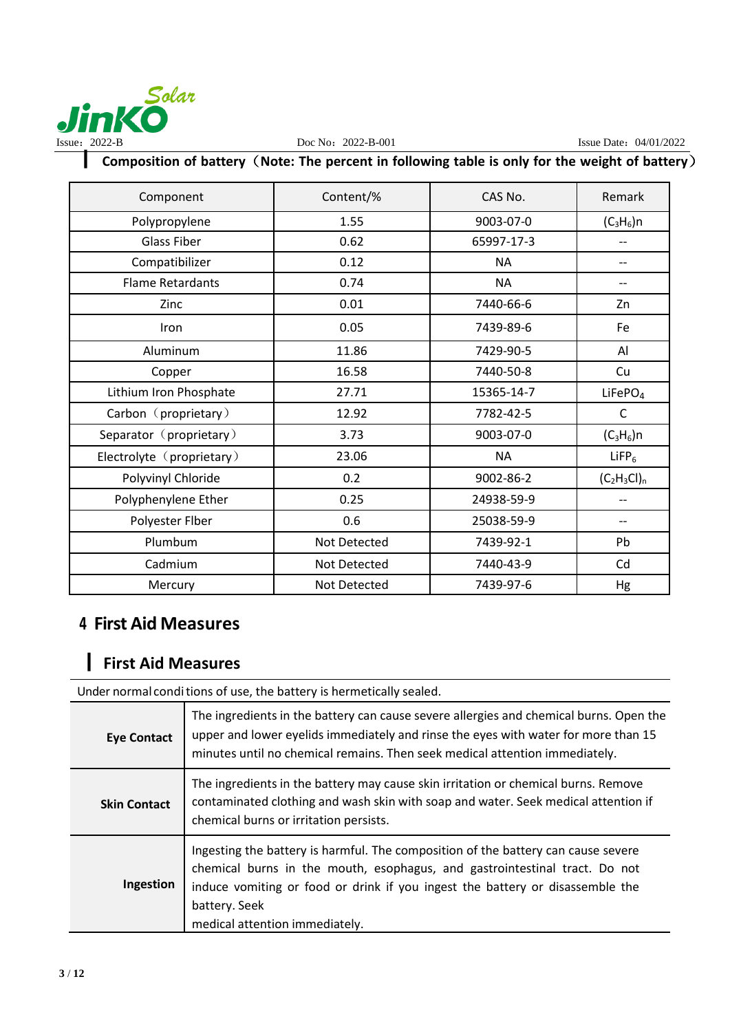**Composition of battery（Note: The percent in following table is only for the weight of battery）**

| Component | Content/% | CAS No. | Remark |
|---|---|---|---|
| Polypropylene | 1.55 | 9003-07-0 | $(C_3H_6)n$ |
| Glass Fiber | 0.62 | 65997-17-3 | -- |
| Compatibilizer | 0.12 | NA | -- |
| Flame Retardants | 0.74 | NA | -- |
| Zinc | 0.01 | 7440-66-6 | Zn |
| Iron | 0.05 | 7439-89-6 | Fe |
| Aluminum | 11.86 | 7429-90-5 | Al |
| Copper | 16.58 | 7440-50-8 | Cu |
| Lithium Iron Phosphate | 27.71 | 15365-14-7 | $LiFePO_4$ |
| Carbon（proprietary） | 12.92 | 7782-42-5 | C |
| Separator（proprietary） | 3.73 | 9003-07-0 | $(C_3H_6)n$ |
| Electrolyte（proprietary） | 23.06 | NA | $LiFP_6$ |
| Polyvinyl Chloride | 0.2 | 9002-86-2 | $(C_2H_3Cl)_n$ |
| Polyphenylene Ether | 0.25 | 24938-59-9 | -- |
| Polyester Flber | 0.6 | 25038-59-9 | -- |
| Plumbum | Not Detected | 7439-92-1 | Pb |
| Cadmium | Not Detected | 7440-43-9 | Cd |
| Mercury | Not Detected | 7439-97-6 | Hg |

# 4 First Aid Measures

## First Aid Measures

Under normal conditions of use, the battery is hermetically sealed.

| | |
|---|---|
| **Eye Contact** | The ingredients in the battery can cause severe allergies and chemical burns. Open the upper and lower eyelids immediately and rinse the eyes with water for more than 15 minutes until no chemical remains. Then seek medical attention immediately. |
| **Skin Contact** | The ingredients in the battery may cause skin irritation or chemical burns. Remove contaminated clothing and wash skin with soap and water. Seek medical attention if chemical burns or irritation persists. |
| **Ingestion** | Ingesting the battery is harmful. The composition of the battery can cause severe chemical burns in the mouth, esophagus, and gastrointestinal tract. Do not induce vomiting or food or drink if you ingest the battery or disassemble the battery. Seek medical attention immediately. |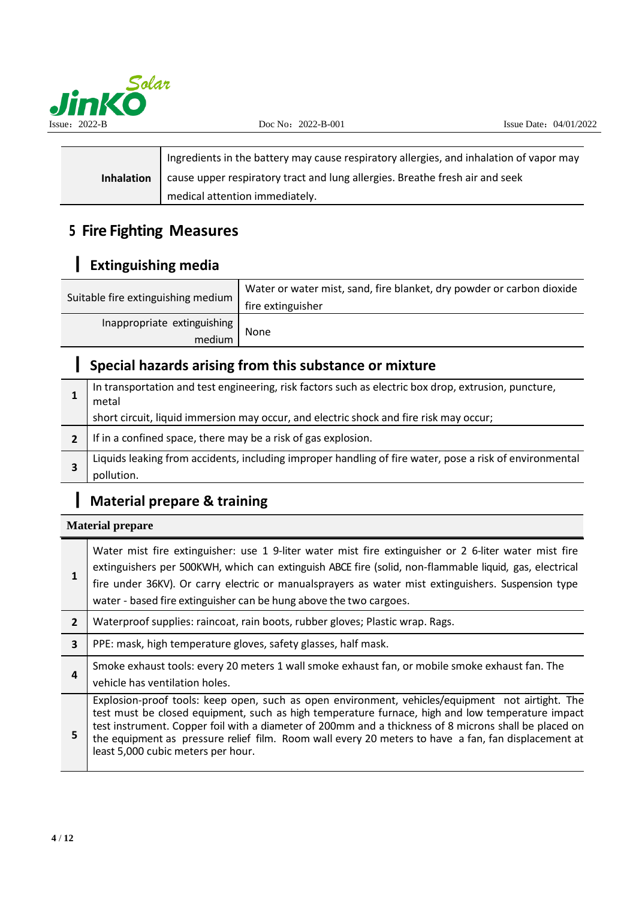| Inhalation | Ingredients in the battery may cause respiratory allergies, and inhalation of vapor may cause upper respiratory tract and lung allergies. Breathe fresh air and seek medical attention immediately. |
|---|---|

## 5 Fire Fighting Measures

### Extinguishing media

| Suitable fire extinguishing medium | Water or water mist, sand, fire blanket, dry powder or carbon dioxide fire extinguisher |
|---|---|
| Inappropriate extinguishing medium | None |

### Special hazards arising from this substance or mixture

| | |
|---|---|
| 1 | In transportation and test engineering, risk factors such as electric box drop, extrusion, puncture, metal short circuit, liquid immersion may occur, and electric shock and fire risk may occur; |
| 2 | If in a confined space, there may be a risk of gas explosion. |
| 3 | Liquids leaking from accidents, including improper handling of fire water, pose a risk of environmental pollution. |

### Material prepare & training

| Material prepare | |
|---|---|
| 1 | Water mist fire extinguisher: use 1 9-liter water mist fire extinguisher or 2 6-liter water mist fire extinguishers per 500KWH, which can extinguish ABCE fire (solid, non-flammable liquid, gas, electrical fire under 36KV). Or carry electric or manualsprayers as water mist extinguishers. Suspension type water - based fire extinguisher can be hung above the two cargoes. |
| 2 | Waterproof supplies: raincoat, rain boots, rubber gloves; Plastic wrap. Rags. |
| 3 | PPE: mask, high temperature gloves, safety glasses, half mask. |
| 4 | Smoke exhaust tools: every 20 meters 1 wall smoke exhaust fan, or mobile smoke exhaust fan. The vehicle has ventilation holes. |
| 5 | Explosion-proof tools: keep open, such as open environment, vehicles/equipment not airtight. The test must be closed equipment, such as high temperature furnace, high and low temperature impact test instrument. Copper foil with a diameter of 200mm and a thickness of 8 microns shall be placed on the equipment as pressure relief film. Room wall every 20 meters to have a fan, fan displacement at least 5,000 cubic meters per hour. |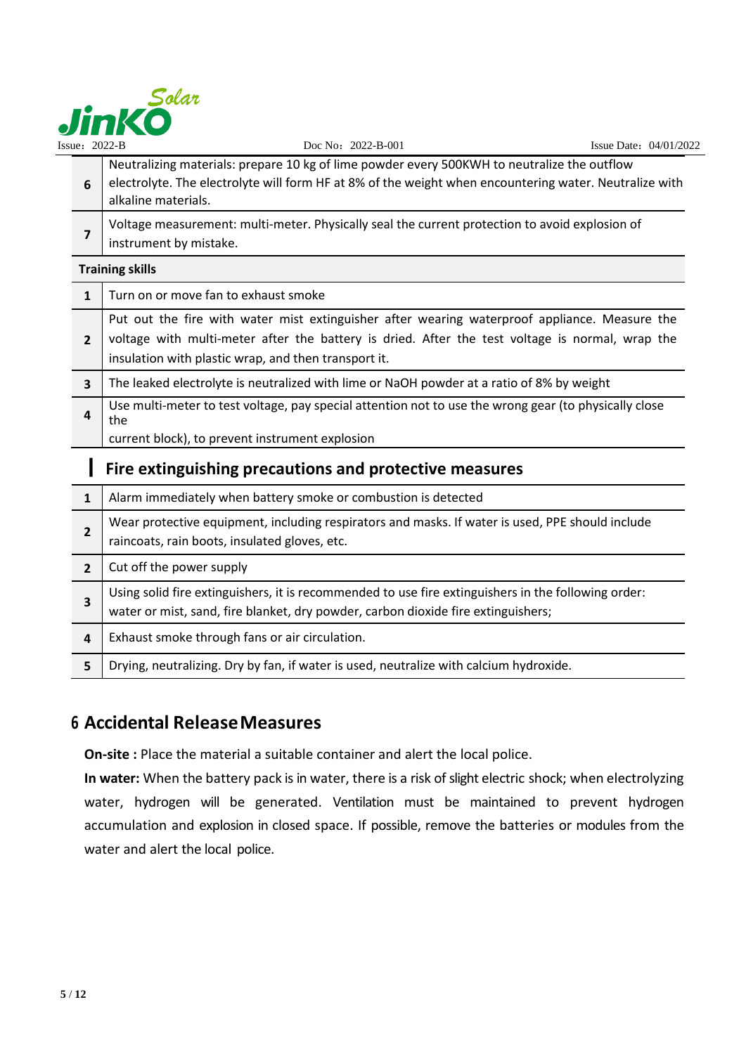| | |
|---|---|
| 6 | Neutralizing materials: prepare 10 kg of lime powder every 500KWH to neutralize the outflow electrolyte. The electrolyte will form HF at 8% of the weight when encountering water. Neutralize with alkaline materials. |
| 7 | Voltage measurement: multi-meter. Physically seal the current protection to avoid explosion of instrument by mistake. |
| **Training skills** | |
| 1 | Turn on or move fan to exhaust smoke |
| 2 | Put out the fire with water mist extinguisher after wearing waterproof appliance. Measure the voltage with multi-meter after the battery is dried. After the test voltage is normal, wrap the insulation with plastic wrap, and then transport it. |
| 3 | The leaked electrolyte is neutralized with lime or NaOH powder at a ratio of 8% by weight |
| 4 | Use multi-meter to test voltage, pay special attention not to use the wrong gear (to physically close the current block), to prevent instrument explosion |

### Fire extinguishing precautions and protective measures

| | |
|---|---|
| 1 | Alarm immediately when battery smoke or combustion is detected |
| 2 | Wear protective equipment, including respirators and masks. If water is used, PPE should include raincoats, rain boots, insulated gloves, etc. |
| 2 | Cut off the power supply |
| 3 | Using solid fire extinguishers, it is recommended to use fire extinguishers in the following order: water or mist, sand, fire blanket, dry powder, carbon dioxide fire extinguishers; |
| 4 | Exhaust smoke through fans or air circulation. |
| 5 | Drying, neutralizing. Dry by fan, if water is used, neutralize with calcium hydroxide. |

## 6 Accidental Release Measures

**On-site :** Place the material a suitable container and alert the local police.

**In water:** When the battery pack is in water, there is a risk of slight electric shock; when electrolyzing water, hydrogen will be generated. Ventilation must be maintained to prevent hydrogen accumulation and explosion in closed space. If possible, remove the batteries or modules from the water and alert the local police.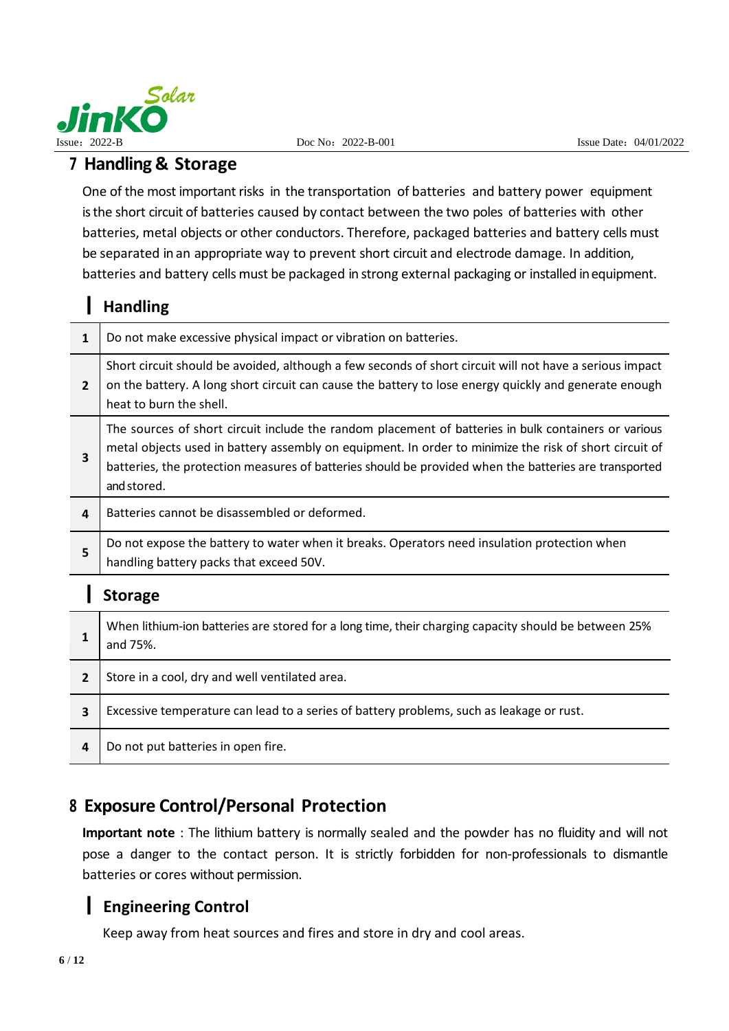## 7 Handling & Storage

One of the most important risks in the transportation of batteries and battery power equipment is the short circuit of batteries caused by contact between the two poles of batteries with other batteries, metal objects or other conductors. Therefore, packaged batteries and battery cells must be separated in an appropriate way to prevent short circuit and electrode damage. In addition, batteries and battery cells must be packaged in strong external packaging or installed in equipment.

### Handling

| | |
|---|---|
| **1** | Do not make excessive physical impact or vibration on batteries. |
| **2** | Short circuit should be avoided, although a few seconds of short circuit will not have a serious impact on the battery. A long short circuit can cause the battery to lose energy quickly and generate enough heat to burn the shell. |
| **3** | The sources of short circuit include the random placement of batteries in bulk containers or various metal objects used in battery assembly on equipment. In order to minimize the risk of short circuit of batteries, the protection measures of batteries should be provided when the batteries are transported and stored. |
| **4** | Batteries cannot be disassembled or deformed. |
| **5** | Do not expose the battery to water when it breaks. Operators need insulation protection when handling battery packs that exceed 50V. |

### Storage

| | |
|---|---|
| **1** | When lithium-ion batteries are stored for a long time, their charging capacity should be between 25% and 75%. |
| **2** | Store in a cool, dry and well ventilated area. |
| **3** | Excessive temperature can lead to a series of battery problems, such as leakage or rust. |
| **4** | Do not put batteries in open fire. |

## 8 Exposure Control/Personal Protection

**Important note**: The lithium battery is normally sealed and the powder has no fluidity and will not pose a danger to the contact person. It is strictly forbidden for non-professionals to dismantle batteries or cores without permission.

### Engineering Control

Keep away from heat sources and fires and store in dry and cool areas.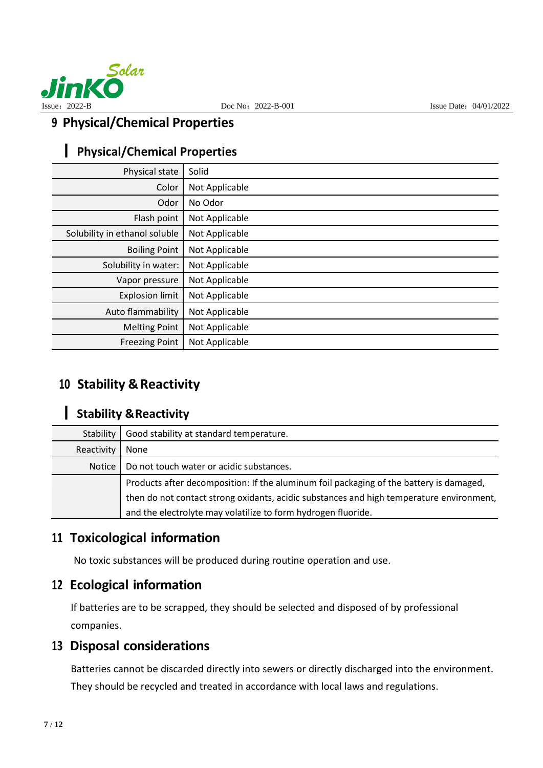## 9 Physical/Chemical Properties

### Physical/Chemical Properties

| | |
|---|---|
| Physical state | Solid |
| Color | Not Applicable |
| Odor | No Odor |
| Flash point | Not Applicable |
| Solubility in ethanol soluble | Not Applicable |
| Boiling Point | Not Applicable |
| Solubility in water: | Not Applicable |
| Vapor pressure | Not Applicable |
| Explosion limit | Not Applicable |
| Auto flammability | Not Applicable |
| Melting Point | Not Applicable |
| Freezing Point | Not Applicable |

## 10 Stability & Reactivity

### Stability & Reactivity

| | |
|---|---|
| Stability | Good stability at standard temperature. |
| Reactivity | None |
| Notice | Do not touch water or acidic substances. |
| | Products after decomposition: If the aluminum foil packaging of the battery is damaged, then do not contact strong oxidants, acidic substances and high temperature environment, and the electrolyte may volatilize to form hydrogen fluoride. |

## 11 Toxicological information

No toxic substances will be produced during routine operation and use.

## 12 Ecological information

If batteries are to be scrapped, they should be selected and disposed of by professional companies.

## 13 Disposal considerations

Batteries cannot be discarded directly into sewers or directly discharged into the environment. They should be recycled and treated in accordance with local laws and regulations.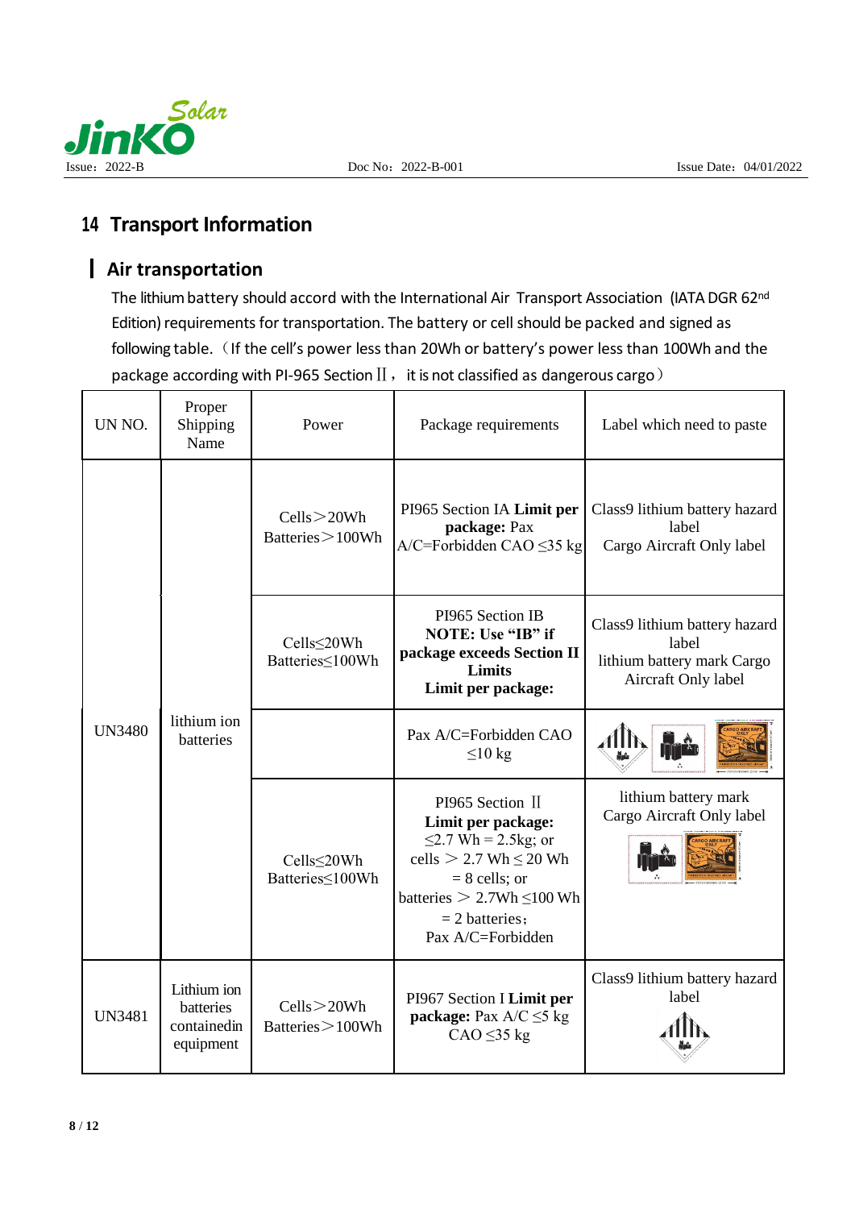## 14 Transport Information

### Air transportation

The lithium battery should accord with the International Air Transport Association (IATA DGR 62nd Edition) requirements for transportation. The battery or cell should be packed and signed as following table.（If the cell's power less than 20Wh or battery's power less than 100Wh and the package according with PI-965 Section Ⅱ， it is not classified as dangerous cargo）

| UN NO. | Proper Shipping Name | Power | Package requirements | Label which need to paste |
|---|---|---|---|---|
| UN3480 | lithium ion batteries | Cells＞20Wh Batteries＞100Wh | PI965 Section IA **Limit per package:** Pax A/C=Forbidden CAO ≤35 kg | Class9 lithium battery hazard label Cargo Aircraft Only label |
| | | Cells≤20Wh Batteries≤100Wh | PI965 Section IB **NOTE: Use "IB" if package exceeds Section II Limits** **Limit per package:** | Class9 lithium battery hazard label lithium battery mark Cargo Aircraft Only label |
| | | | Pax A/C=Forbidden CAO ≤10 kg | |
| | | Cells≤20Wh Batteries≤100Wh | PI965 Section Ⅱ **Limit per package:** ≤2.7 Wh = 2.5kg; or cells ＞ 2.7 Wh ≤ 20 Wh = 8 cells; or batteries ＞ 2.7Wh ≤100 Wh = 2 batteries; Pax A/C=Forbidden | lithium battery mark Cargo Aircraft Only label |
| UN3481 | Lithium ion batteries containedin equipment | Cells＞20Wh Batteries＞100Wh | PI967 Section I **Limit per package:** Pax A/C ≤5 kg CAO ≤35 kg | Class9 lithium battery hazard label |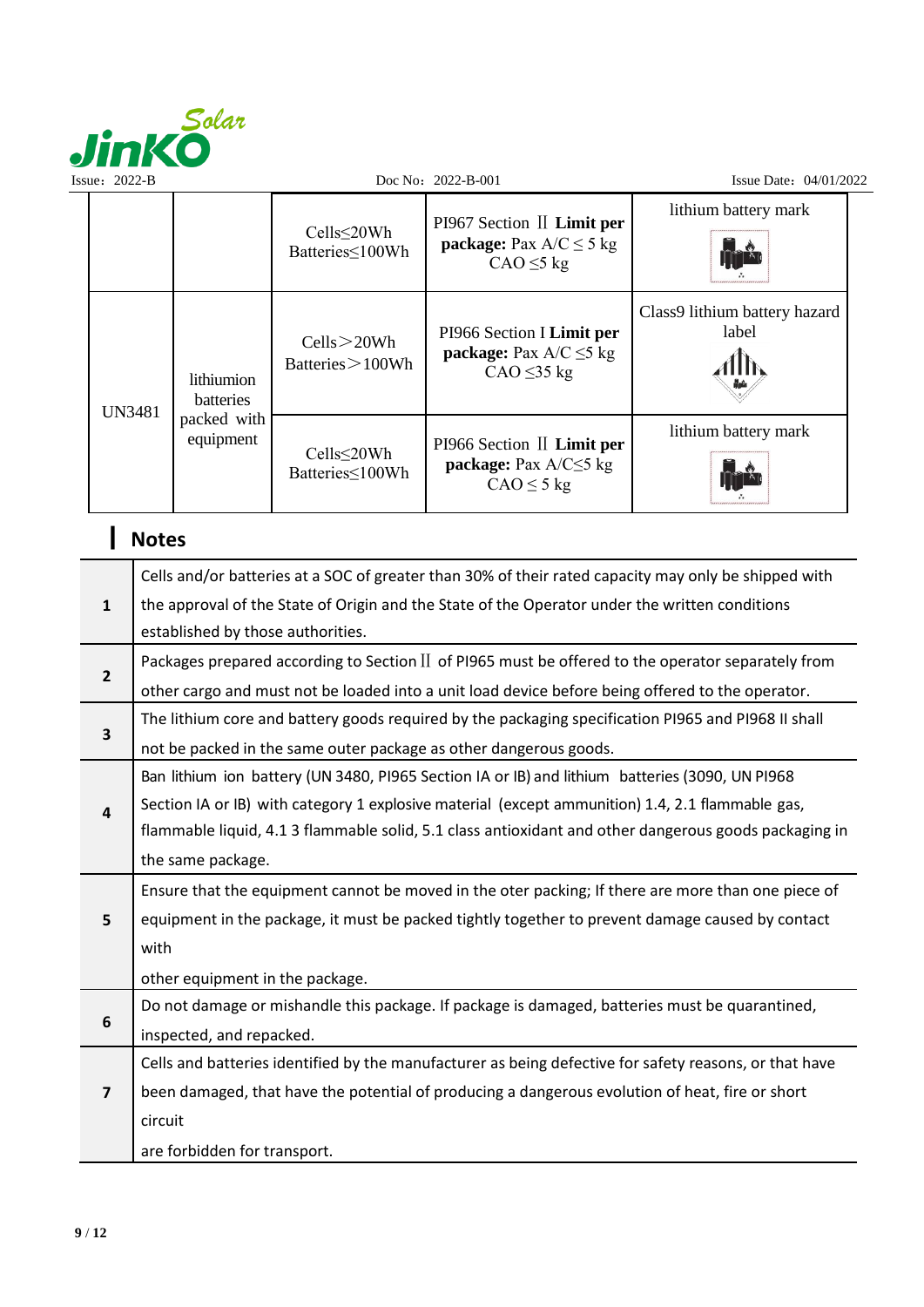| | | | | |
|---|---|---|---|---|
| | | Cells≤20Wh Batteries≤100Wh | PI967 Section Ⅱ **Limit per package:** Pax A/C ≤ 5 kg CAO ≤5 kg | lithium battery mark |
| UN3481 | lithiumion batteries packed with equipment | Cells＞20Wh Batteries＞100Wh | PI966 Section I **Limit per package:** Pax A/C ≤5 kg CAO ≤35 kg | Class9 lithium battery hazard label |
| | | Cells≤20Wh Batteries≤100Wh | PI966 Section Ⅱ **Limit per package:** Pax A/C≤5 kg CAO ≤ 5 kg | lithium battery mark |

## Notes

| | |
|---|---|
| **1** | Cells and/or batteries at a SOC of greater than 30% of their rated capacity may only be shipped with the approval of the State of Origin and the State of the Operator under the written conditions established by those authorities. |
| **2** | Packages prepared according to Section Ⅱ of PI965 must be offered to the operator separately from other cargo and must not be loaded into a unit load device before being offered to the operator. |
| **3** | The lithium core and battery goods required by the packaging specification PI965 and PI968 II shall not be packed in the same outer package as other dangerous goods. |
| **4** | Ban lithium ion battery (UN 3480, PI965 Section IA or IB) and lithium batteries (3090, UN PI968 Section IA or IB) with category 1 explosive material (except ammunition) 1.4, 2.1 flammable gas, flammable liquid, 4.1 3 flammable solid, 5.1 class antioxidant and other dangerous goods packaging in the same package. |
| **5** | Ensure that the equipment cannot be moved in the oter packing; If there are more than one piece of equipment in the package, it must be packed tightly together to prevent damage caused by contact with other equipment in the package. |
| **6** | Do not damage or mishandle this package. If package is damaged, batteries must be quarantined, inspected, and repacked. |
| **7** | Cells and batteries identified by the manufacturer as being defective for safety reasons, or that have been damaged, that have the potential of producing a dangerous evolution of heat, fire or short circuit are forbidden for transport. |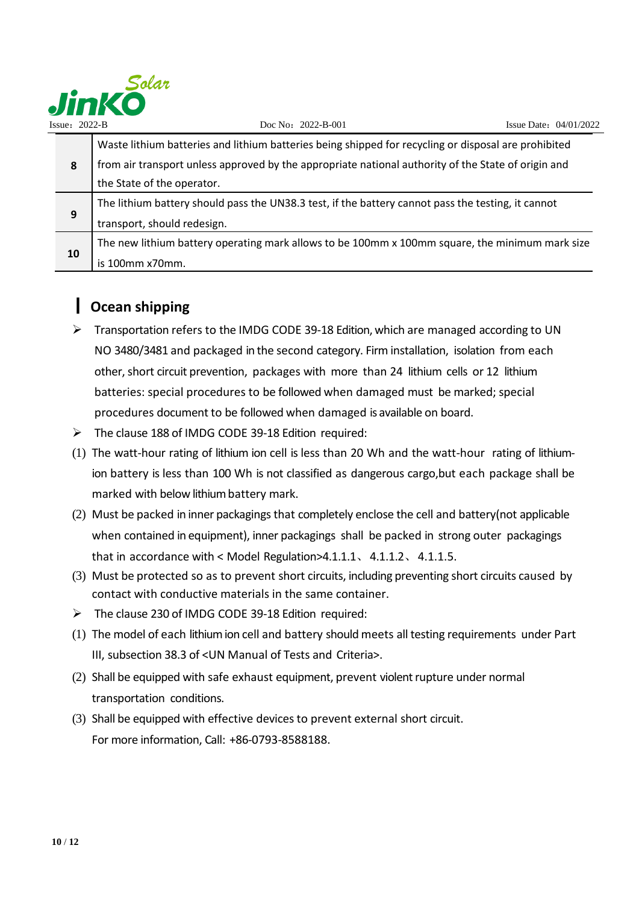| | |
|---|---|
| 8 | Waste lithium batteries and lithium batteries being shipped for recycling or disposal are prohibited from air transport unless approved by the appropriate national authority of the State of origin and the State of the operator. |
| 9 | The lithium battery should pass the UN38.3 test, if the battery cannot pass the testing, it cannot transport, should redesign. |
| 10 | The new lithium battery operating mark allows to be 100mm x 100mm square, the minimum mark size is 100mm x70mm. |

## Ocean shipping

- Transportation refers to the IMDG CODE 39-18 Edition, which are managed according to UN NO 3480/3481 and packaged in the second category. Firm installation, isolation from each other, short circuit prevention, packages with more than 24 lithium cells or 12 lithium batteries: special procedures to be followed when damaged must be marked; special procedures document to be followed when damaged is available on board.
- The clause 188 of IMDG CODE 39-18 Edition required:

(1) The watt-hour rating of lithium ion cell is less than 20 Wh and the watt-hour rating of lithium-ion battery is less than 100 Wh is not classified as dangerous cargo,but each package shall be marked with below lithium battery mark.

(2) Must be packed in inner packagings that completely enclose the cell and battery(not applicable when contained in equipment), inner packagings shall be packed in strong outer packagings that in accordance with < Model Regulation>4.1.1.1、4.1.1.2、4.1.1.5.

(3) Must be protected so as to prevent short circuits, including preventing short circuits caused by contact with conductive materials in the same container.

- The clause 230 of IMDG CODE 39-18 Edition required:

(1) The model of each lithium ion cell and battery should meets all testing requirements under Part III, subsection 38.3 of <UN Manual of Tests and Criteria>.

(2) Shall be equipped with safe exhaust equipment, prevent violent rupture under normal transportation conditions.

(3) Shall be equipped with effective devices to prevent external short circuit.

For more information, Call: +86-0793-8588188.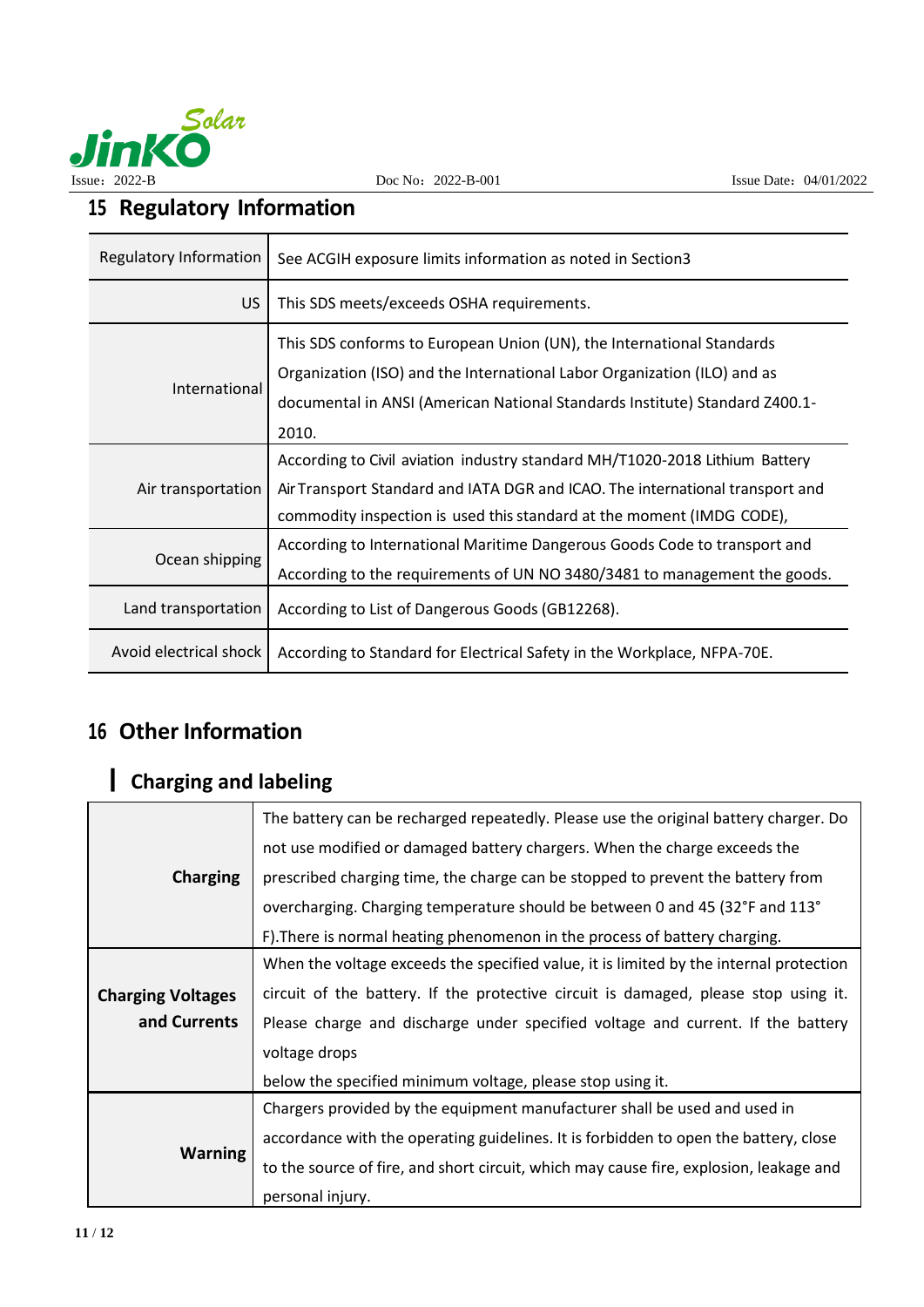## 15 Regulatory Information

| | |
|---|---|
| Regulatory Information | See ACGIH exposure limits information as noted in Section3 |
| US | This SDS meets/exceeds OSHA requirements. |
| International | This SDS conforms to European Union (UN), the International Standards Organization (ISO) and the International Labor Organization (ILO) and as documental in ANSI (American National Standards Institute) Standard Z400.1-2010. |
| Air transportation | According to Civil aviation industry standard MH/T1020-2018 Lithium Battery Air Transport Standard and IATA DGR and ICAO. The international transport and commodity inspection is used this standard at the moment (IMDG CODE), |
| Ocean shipping | According to International Maritime Dangerous Goods Code to transport and According to the requirements of UN NO 3480/3481 to management the goods. |
| Land transportation | According to List of Dangerous Goods (GB12268). |
| Avoid electrical shock | According to Standard for Electrical Safety in the Workplace, NFPA-70E. |

## 16 Other Information

### Charging and labeling

| | |
|---|---|
| **Charging** | The battery can be recharged repeatedly. Please use the original battery charger. Do not use modified or damaged battery chargers. When the charge exceeds the prescribed charging time, the charge can be stopped to prevent the battery from overcharging. Charging temperature should be between 0 and 45 (32°F and 113° F).There is normal heating phenomenon in the process of battery charging. |
| **Charging Voltages and Currents** | When the voltage exceeds the specified value, it is limited by the internal protection circuit of the battery. If the protective circuit is damaged, please stop using it. Please charge and discharge under specified voltage and current. If the battery voltage drops below the specified minimum voltage, please stop using it. |
| **Warning** | Chargers provided by the equipment manufacturer shall be used and used in accordance with the operating guidelines. It is forbidden to open the battery, close to the source of fire, and short circuit, which may cause fire, explosion, leakage and personal injury. |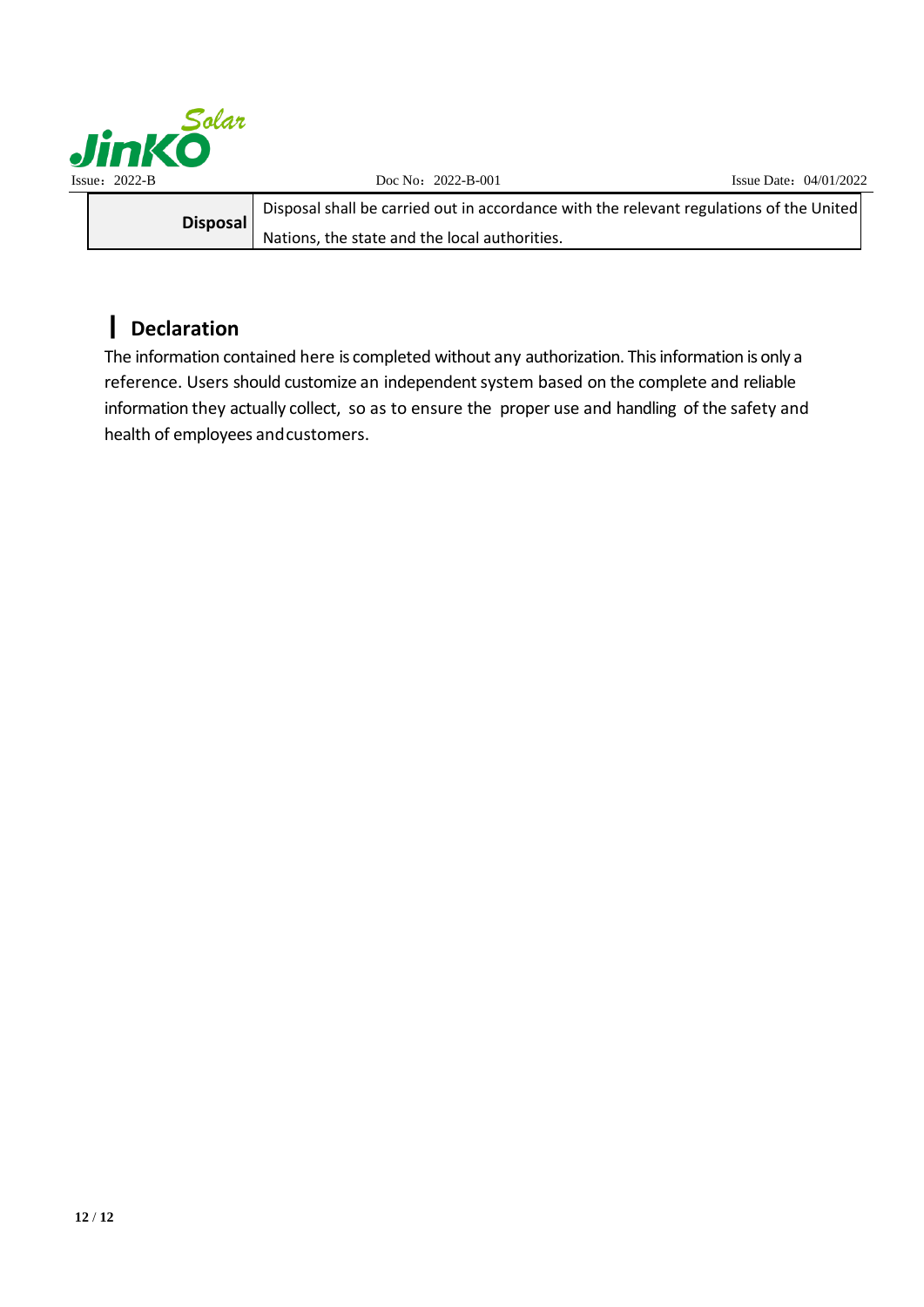| | |
|---|---|
| **Disposal** | Disposal shall be carried out in accordance with the relevant regulations of the United Nations, the state and the local authorities. |

## Declaration

The information contained here is completed without any authorization. This information is only a reference. Users should customize an independent system based on the complete and reliable information they actually collect, so as to ensure the proper use and handling of the safety and health of employees and customers.